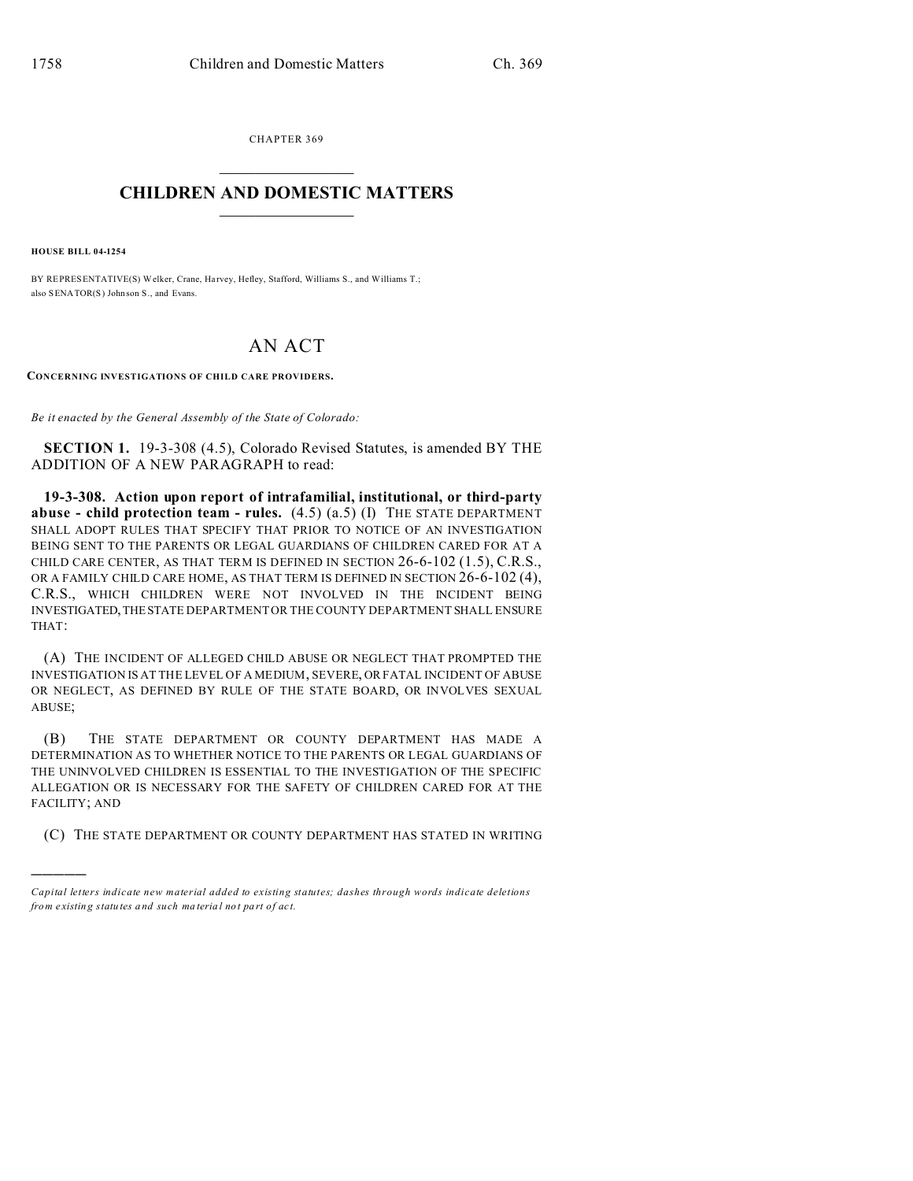CHAPTER 369

# CHILDREN AND DOMESTIC MATTERS

**HOUSE BILL 04-1254**

BY REPRESENTATIVE(S) Welker, Crane, Harvey, Hefley, Stafford, Williams S., and Williams T.; also SENATOR(S) Johnson S., and Evans.

## AN ACT

**CONCERNING INVESTIGATIONS OF CHILD CARE PROVIDERS.**

*Be it enacted by the General Assembly of the State of Colorado:*

**SECTION 1.** 19-3-308 (4.5), Colorado Revised Statutes, is amended BY THE ADDITION OF A NEW PARAGRAPH to read:

**19-3-308. Action upon report of intrafamilial, institutional, or third-party abuse - child protection team - rules.** (4.5) (a.5) (I) THE STATE DEPARTMENT SHALL ADOPT RULES THAT SPECIFY THAT PRIOR TO NOTICE OF AN INVESTIGATION BEING SENT TO THE PARENTS OR LEGAL GUARDIANS OF CHILDREN CARED FOR AT A CHILD CARE CENTER, AS THAT TERM IS DEFINED IN SECTION 26-6-102 (1.5), C.R.S., OR A FAMILY CHILD CARE HOME, AS THAT TERM IS DEFINED IN SECTION 26-6-102 (4), C.R.S., WHICH CHILDREN WERE NOT INVOLVED IN THE INCIDENT BEING INVESTIGATED, THE STATE DEPARTMENT OR THE COUNTY DEPARTMENT SHALL ENSURE THAT:

(A) THE INCIDENT OF ALLEGED CHILD ABUSE OR NEGLECT THAT PROMPTED THE INVESTIGATION IS AT THE LEVEL OF A MEDIUM, SEVERE, OR FATAL INCIDENT OF ABUSE OR NEGLECT, AS DEFINED BY RULE OF THE STATE BOARD, OR INVOLVES SEXUAL ABUSE;

(B) THE STATE DEPARTMENT OR COUNTY DEPARTMENT HAS MADE A DETERMINATION AS TO WHETHER NOTICE TO THE PARENTS OR LEGAL GUARDIANS OF THE UNINVOLVED CHILDREN IS ESSENTIAL TO THE INVESTIGATION OF THE SPECIFIC ALLEGATION OR IS NECESSARY FOR THE SAFETY OF CHILDREN CARED FOR AT THE FACILITY; AND

(C) THE STATE DEPARTMENT OR COUNTY DEPARTMENT HAS STATED IN WRITING

---

*Capital letters indicate new material added to existing statutes; dashes through words indicate deletions from existing statutes and such material not part of act.*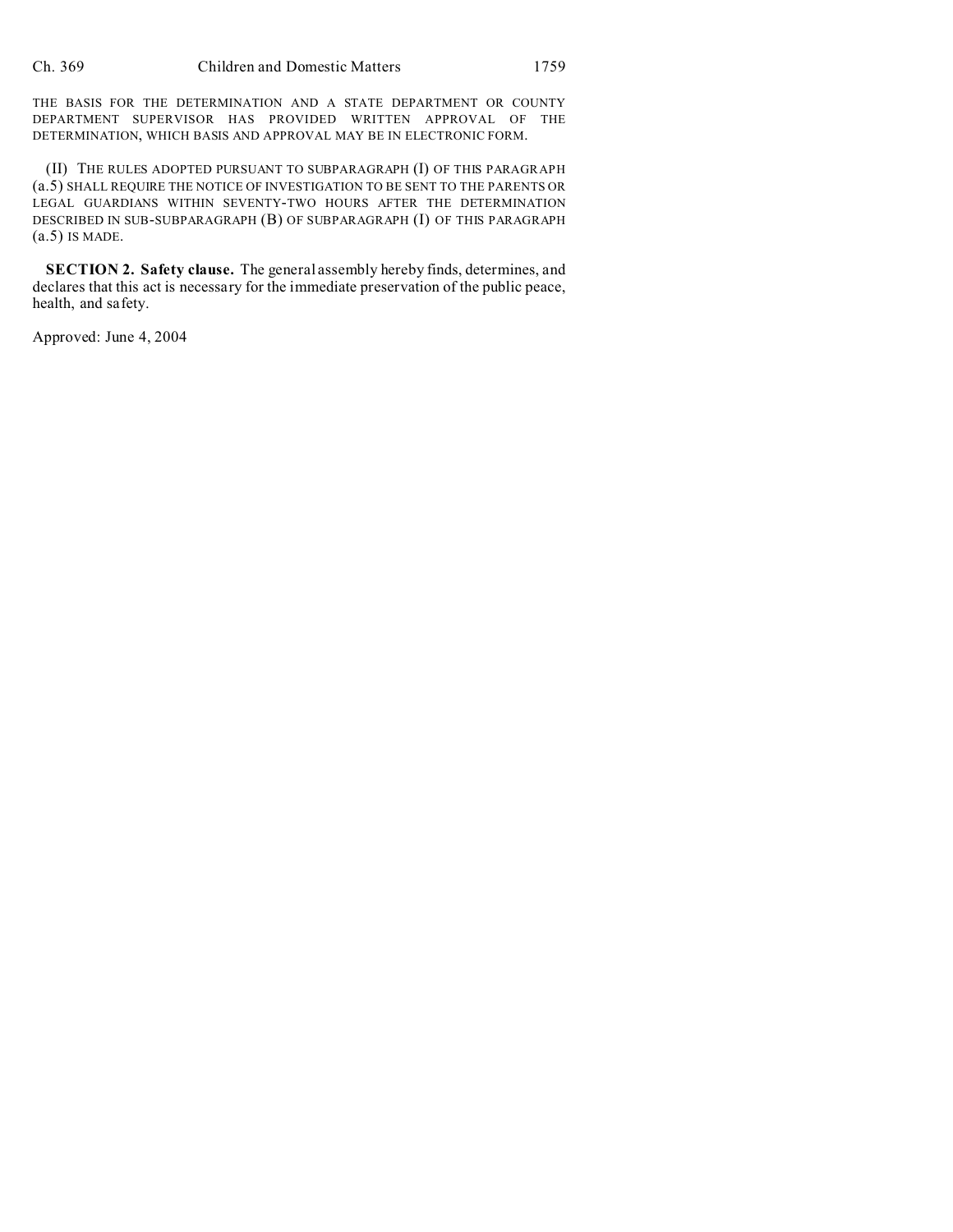THE BASIS FOR THE DETERMINATION AND A STATE DEPARTMENT OR COUNTY DEPARTMENT SUPERVISOR HAS PROVIDED WRITTEN APPROVAL OF THE DETERMINATION, WHICH BASIS AND APPROVAL MAY BE IN ELECTRONIC FORM.

(II) THE RULES ADOPTED PURSUANT TO SUBPARAGRAPH (I) OF THIS PARAGRAPH (a.5) SHALL REQUIRE THE NOTICE OF INVESTIGATION TO BE SENT TO THE PARENTS OR LEGAL GUARDIANS WITHIN SEVENTY-TWO HOURS AFTER THE DETERMINATION DESCRIBED IN SUB-SUBPARAGRAPH (B) OF SUBPARAGRAPH (I) OF THIS PARAGRAPH (a.5) IS MADE.

**SECTION 2. Safety clause.** The general assembly hereby finds, determines, and declares that this act is necessary for the immediate preservation of the public peace, health, and safety.

Approved: June 4, 2004